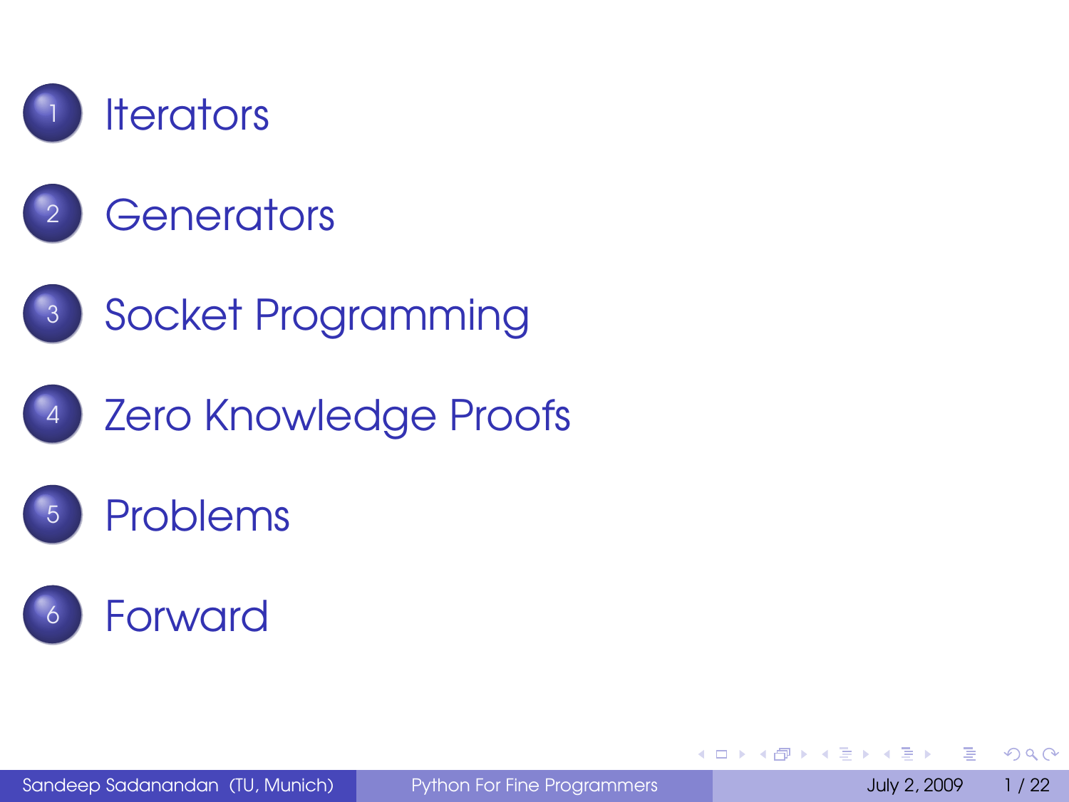1. Iterators
2. Generators
3. Socket Programming
4. Zero Knowledge Proofs
5. Problems
6. Forward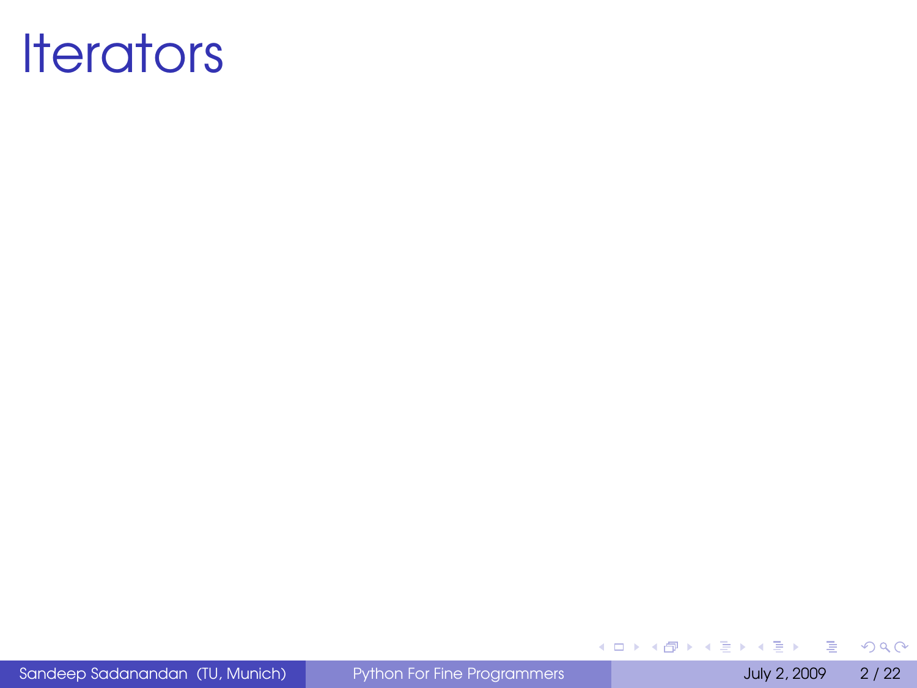# Iterators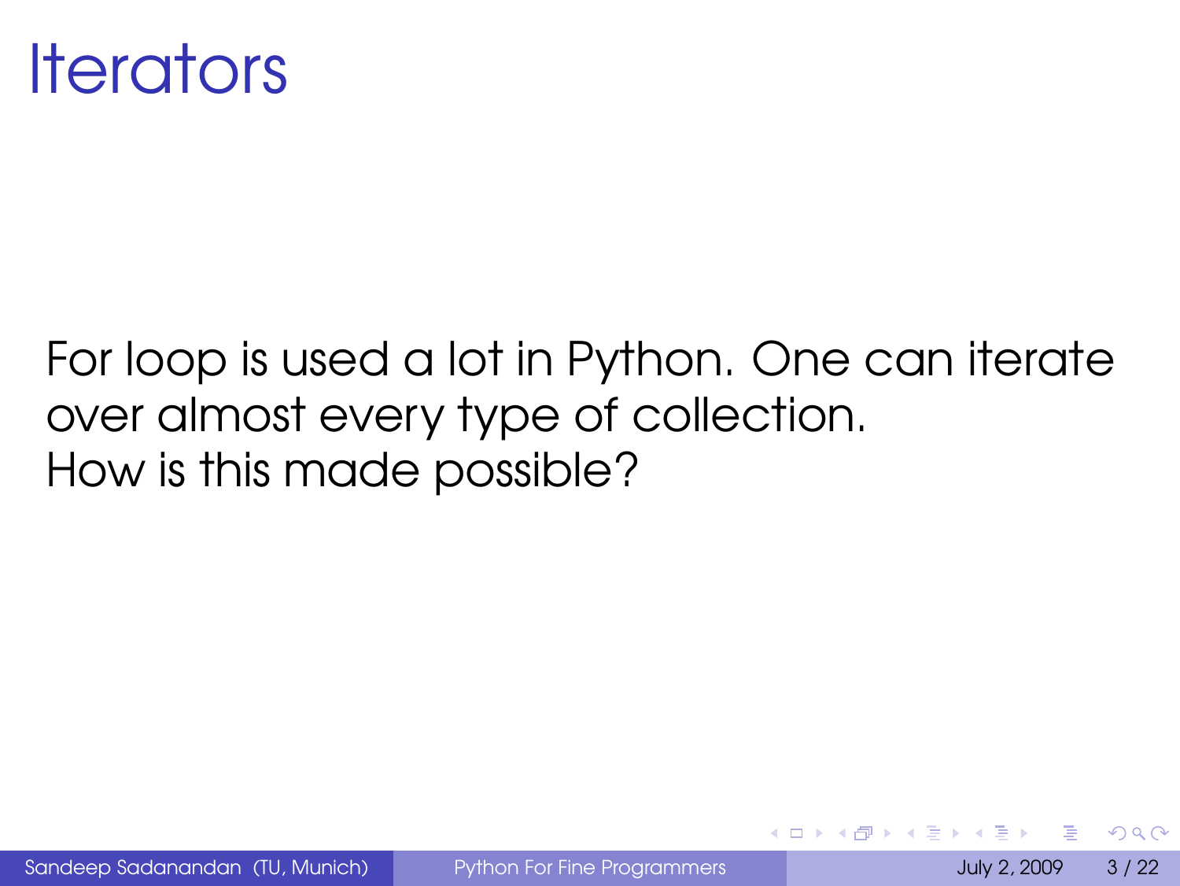# Iterators

For loop is used a lot in Python. One can iterate over almost every type of collection.
How is this made possible?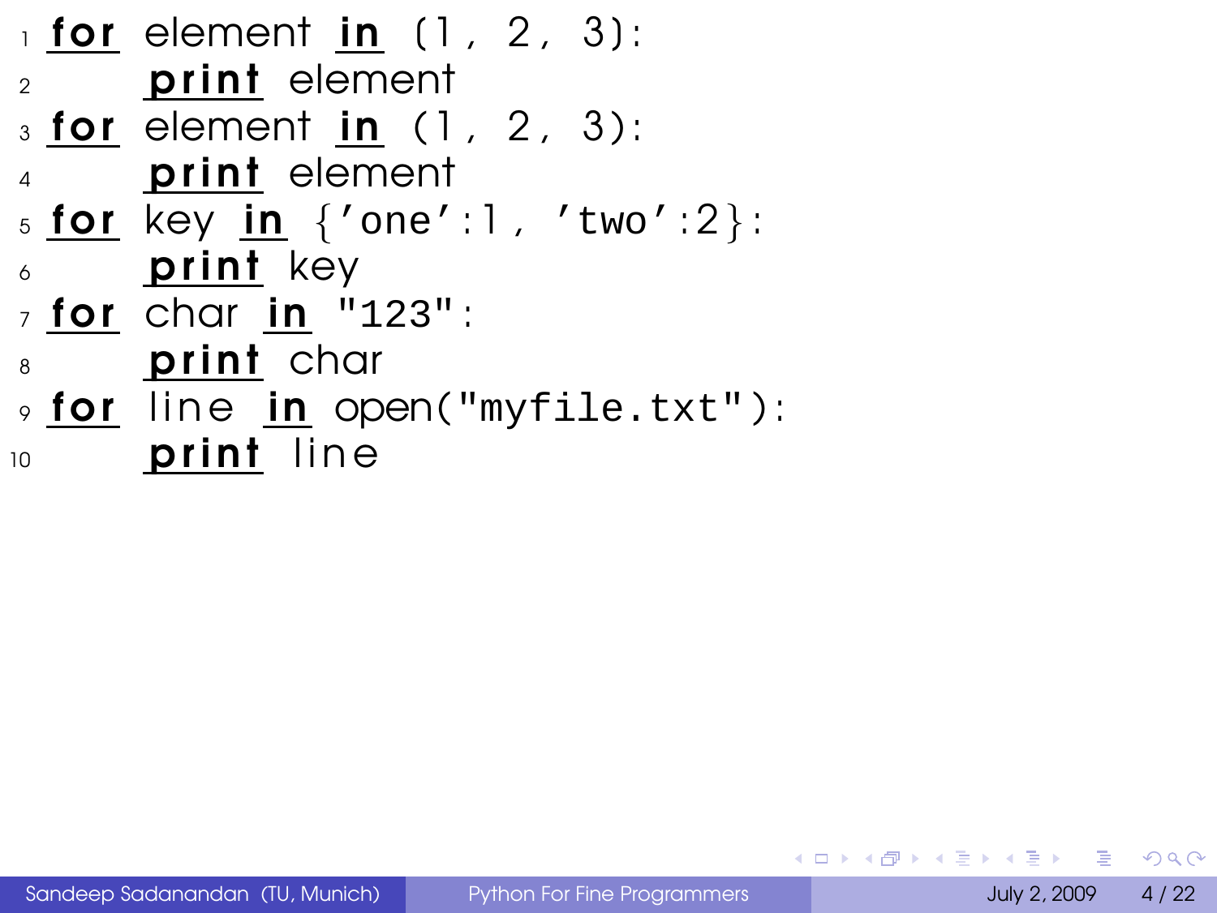```python
for element in (1, 2, 3):
    print element
for element in (1, 2, 3):
    print element
for key in {'one':1, 'two':2}:
    print key
for char in "123":
    print char
for line in open("myfile.txt"):
    print line
```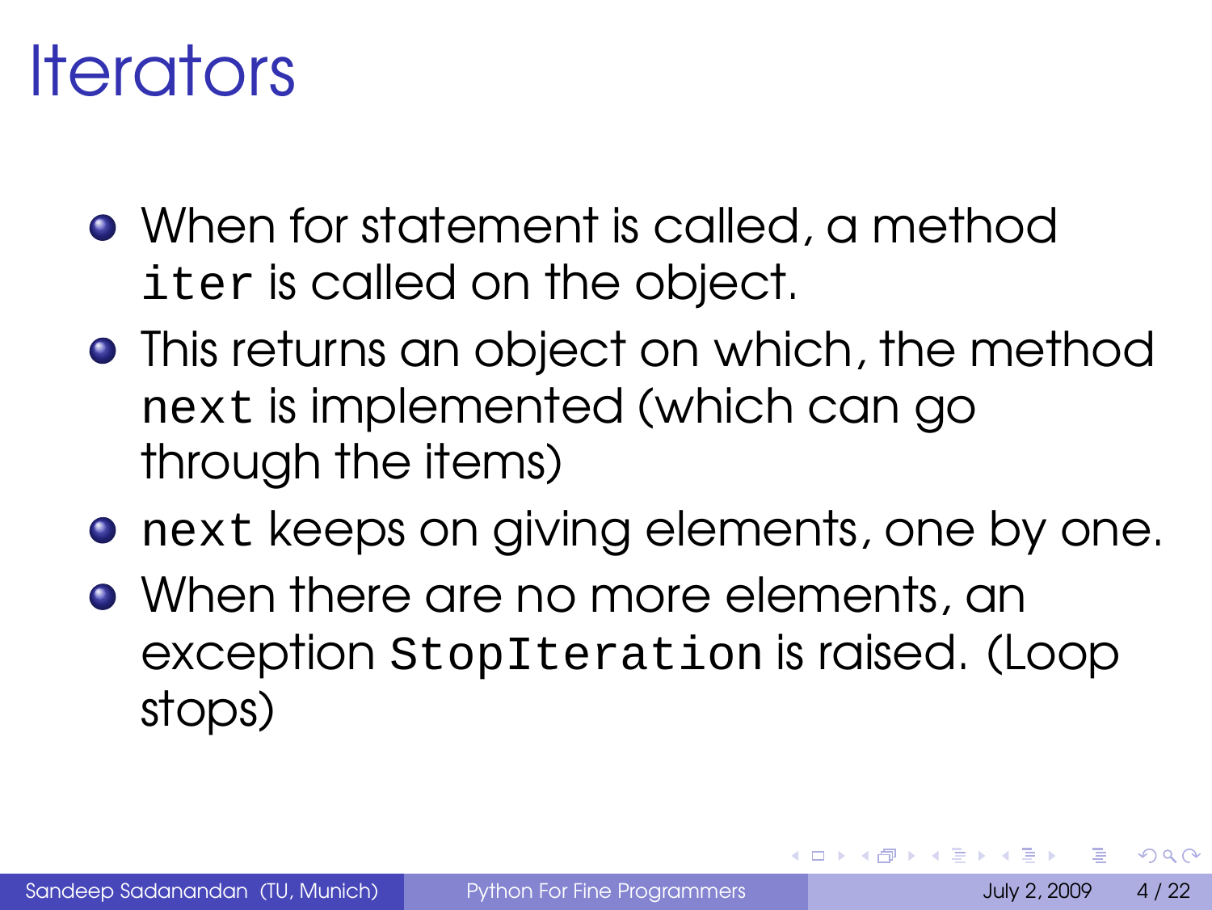# Iterators

- When for statement is called, a method `iter` is called on the object.
- This returns an object on which, the method `next` is implemented (which can go through the items)
- `next` keeps on giving elements, one by one.
- When there are no more elements, an exception `StopIteration` is raised. (Loop stops)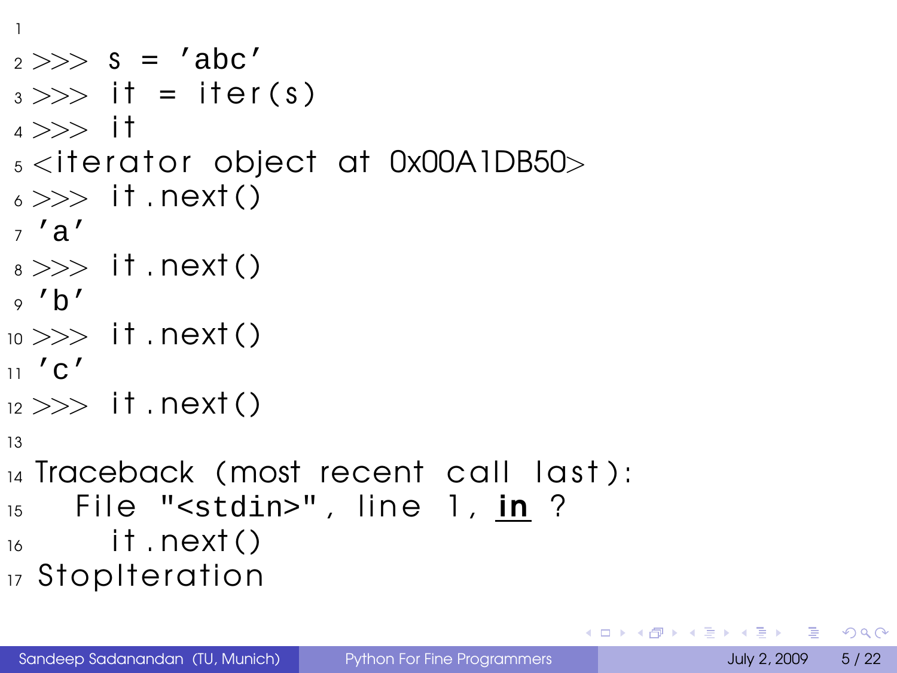```

>>> s = 'abc'
>>> it = iter(s)
>>> it
<iterator object at 0x00A1DB50>
>>> it.next()
'a'
>>> it.next()
'b'
>>> it.next()
'c'
>>> it.next()

Traceback (most recent call last):
  File "<stdin>", line 1, in ?
    it.next()
StopIteration
```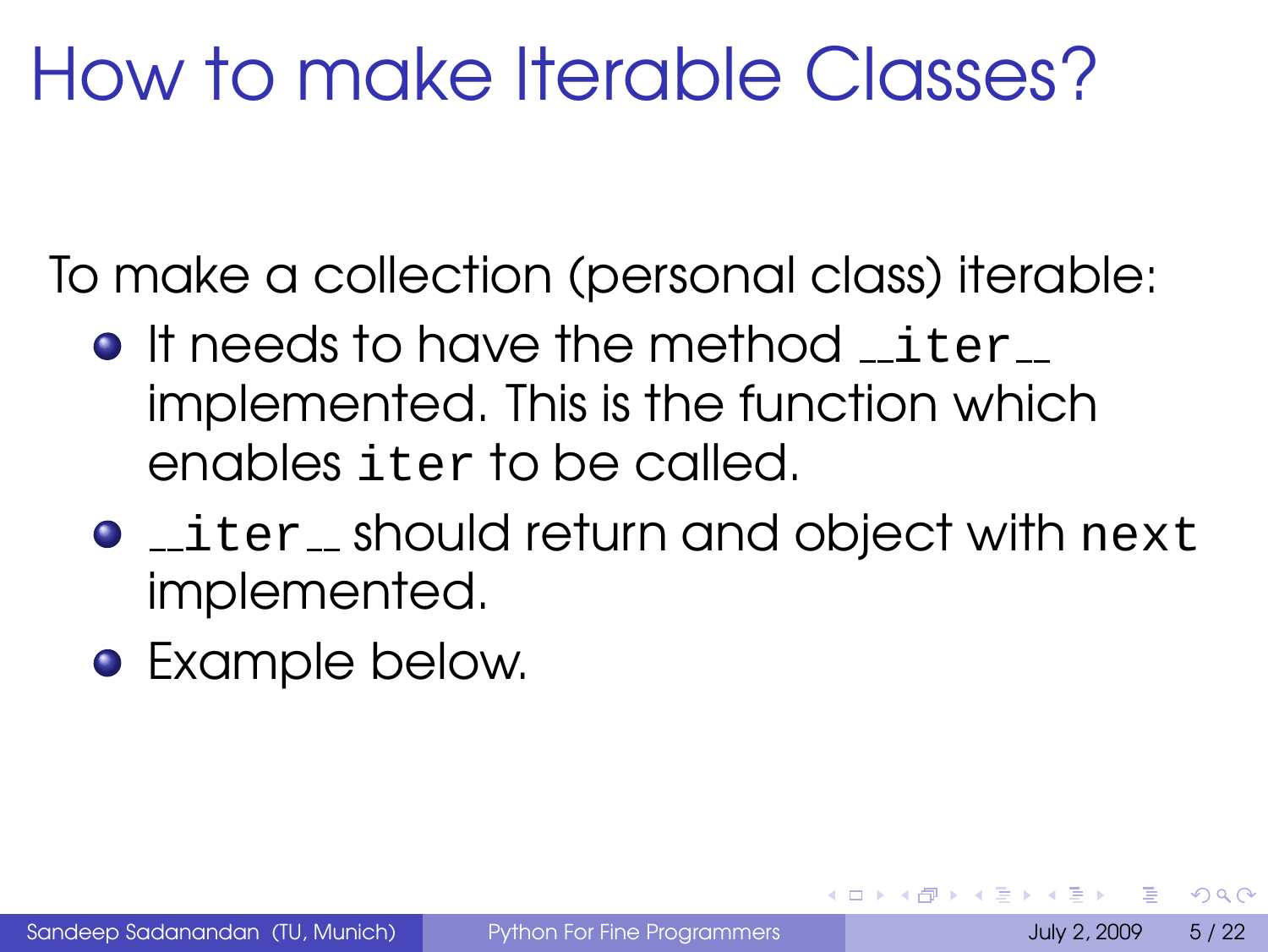# How to make Iterable Classes?

To make a collection (personal class) iterable:

- It needs to have the method `__iter__` implemented. This is the function which enables `iter` to be called.
- `__iter__` should return and object with `next` implemented.
- Example below.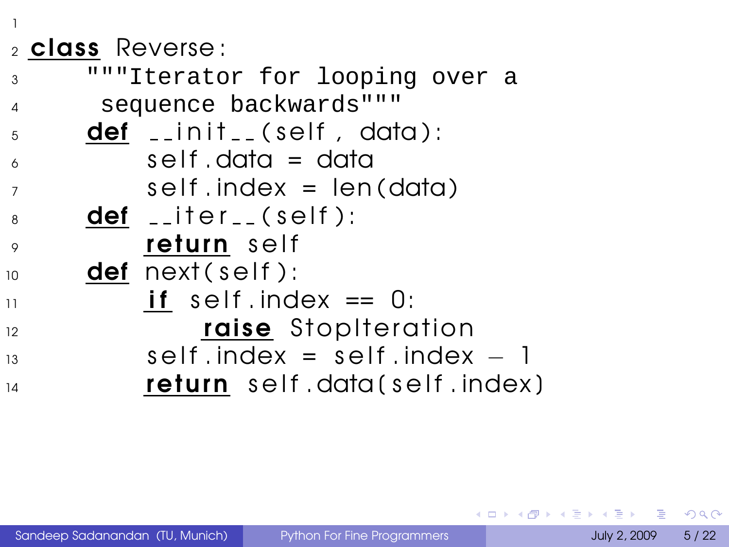```python

class Reverse:
    """Iterator for looping over a
     sequence backwards"""
    def __init__(self, data):
        self.data = data
        self.index = len(data)
    def __iter__(self):
        return self
    def next(self):
        if self.index == 0:
            raise StopIteration
        self.index = self.index - 1
        return self.data(self.index)
```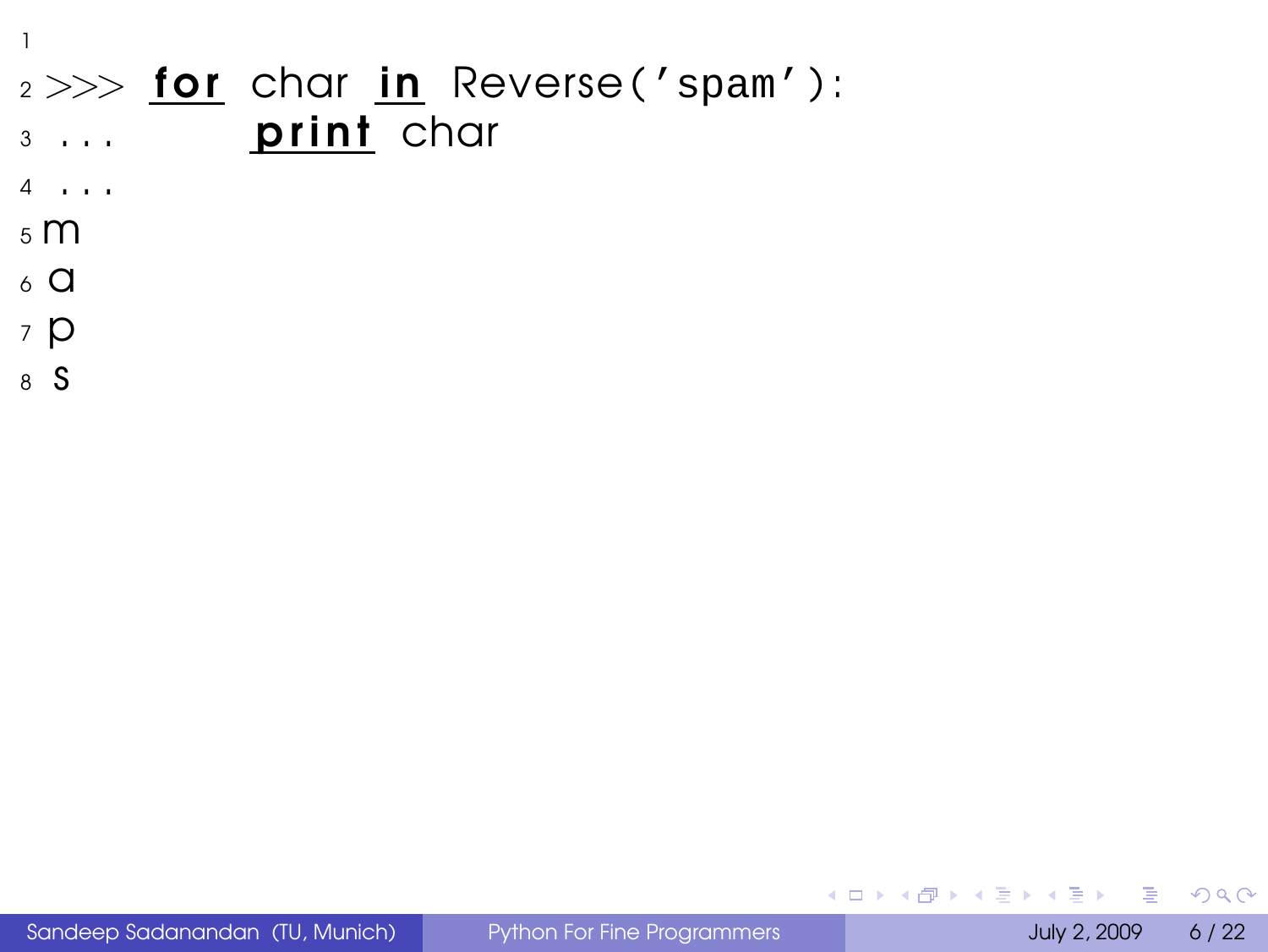```python
>>> for char in Reverse('spam'):
...         print char
...
m
a
p
s
```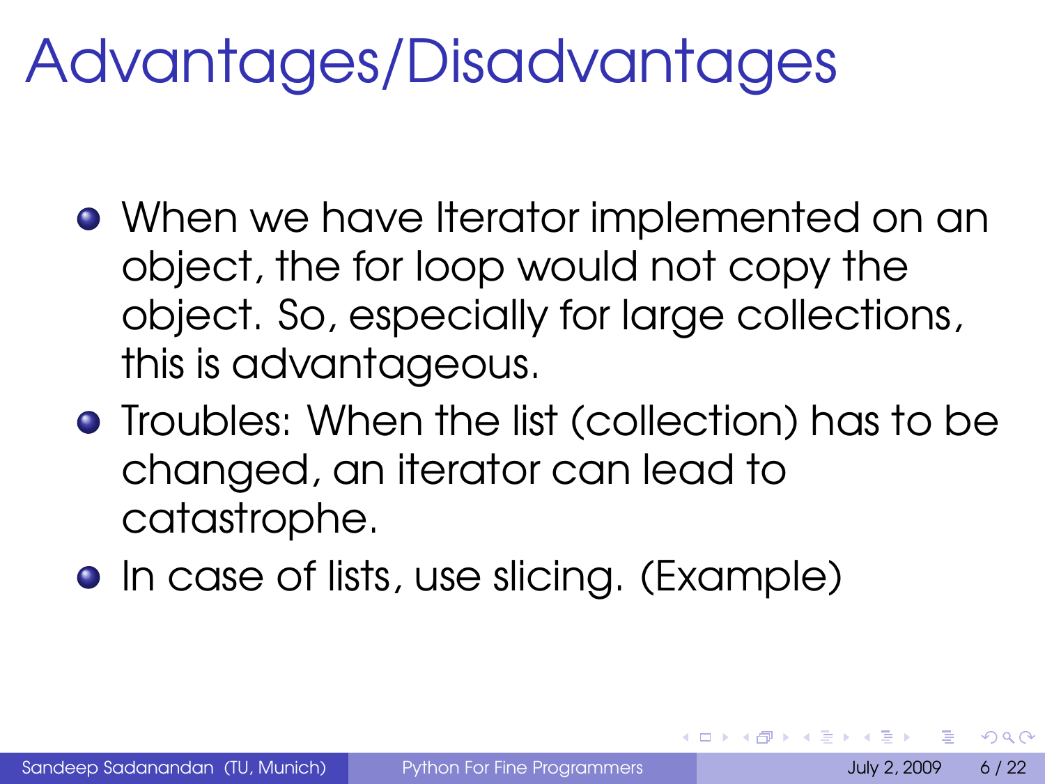# Advantages/Disadvantages

- When we have Iterator implemented on an object, the for loop would not copy the object. So, especially for large collections, this is advantageous.
- Troubles: When the list (collection) has to be changed, an iterator can lead to catastrophe.
- In case of lists, use slicing. (Example)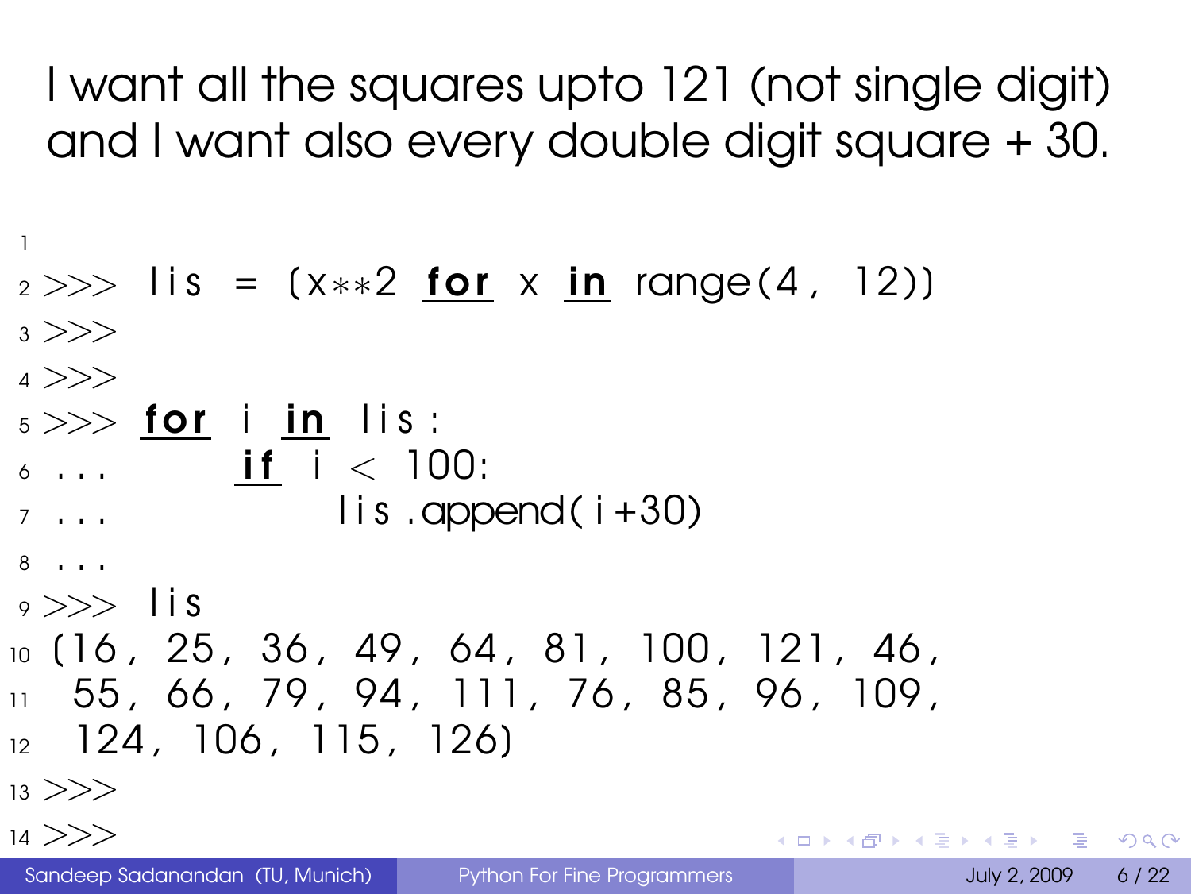I want all the squares upto 121 (not single digit) and I want also every double digit square + 30.

```
>>> lis = (x**2 for x in range(4, 12))
>>>
>>>
>>> for i in lis:
...     if i < 100:
...         lis.append(i+30)
...
>>> lis
(16, 25, 36, 49, 64, 81, 100, 121, 46,
 55, 66, 79, 94, 111, 76, 85, 96, 109,
 124, 106, 115, 126)
>>>
>>>
```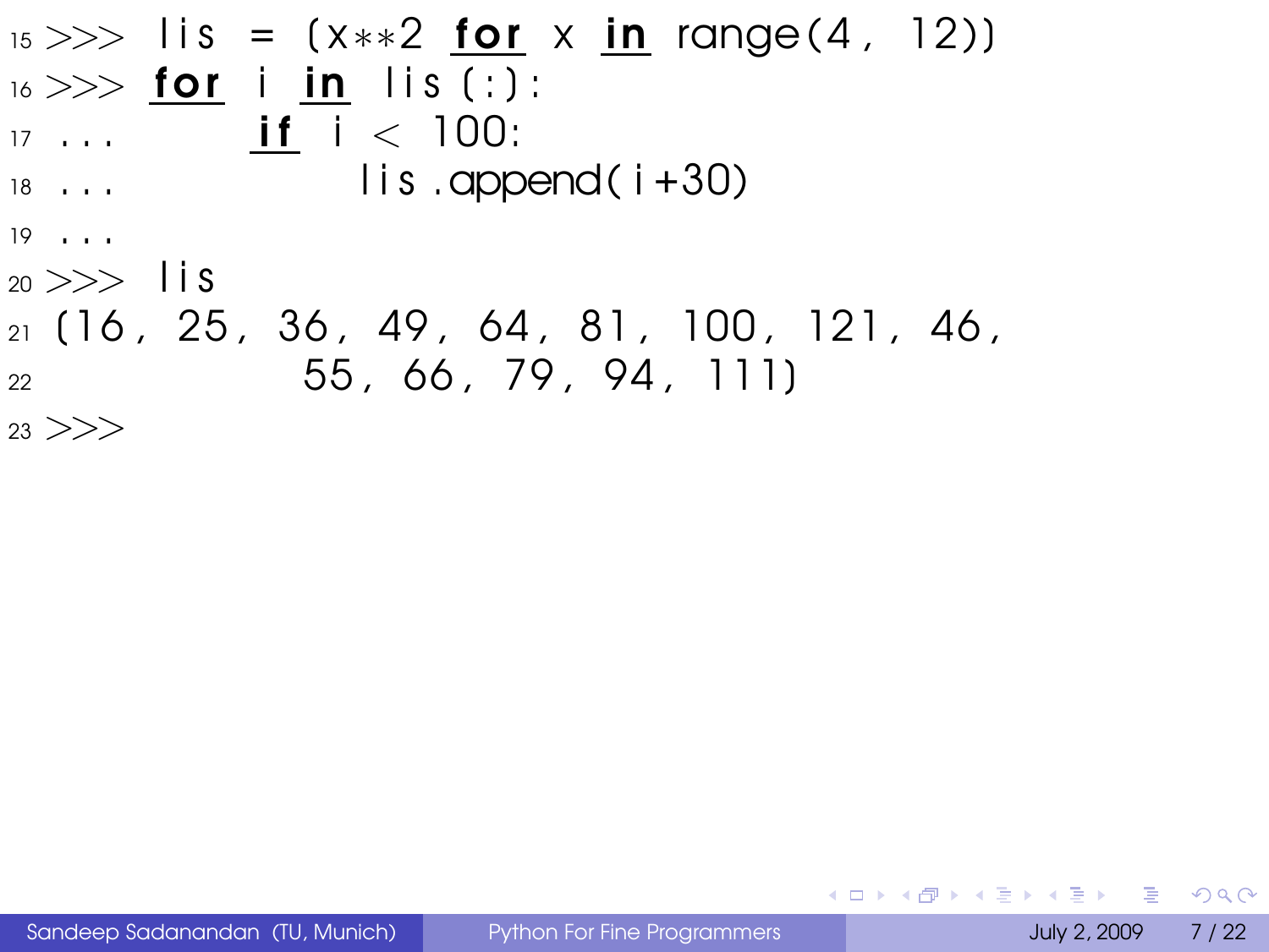```
>>> lis = [x**2 for x in range(4, 12)]
>>> for i in lis[:]:
...         if i < 100:
...             lis.append(i+30)
...
>>> lis
[16, 25, 36, 49, 64, 81, 100, 121, 46,
            55, 66, 79, 94, 111]
>>>
```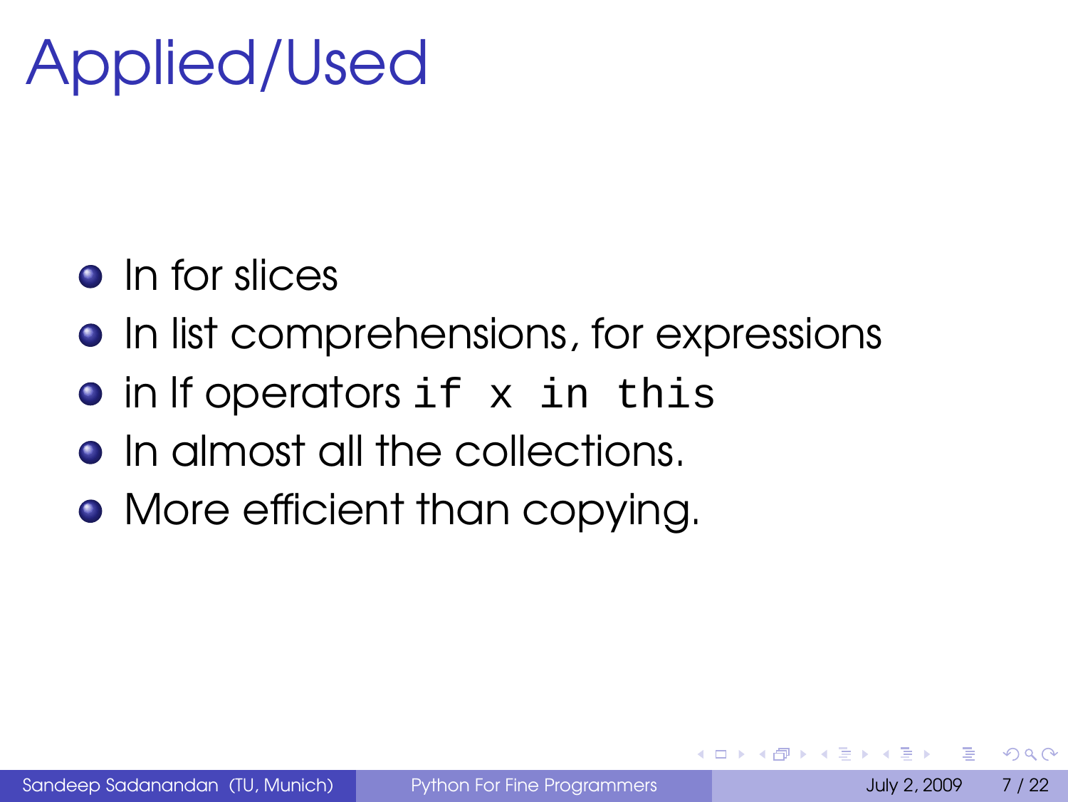# Applied/Used

- In for slices
- In list comprehensions, for expressions
- in If operators `if x in this`
- In almost all the collections.
- More efficient than copying.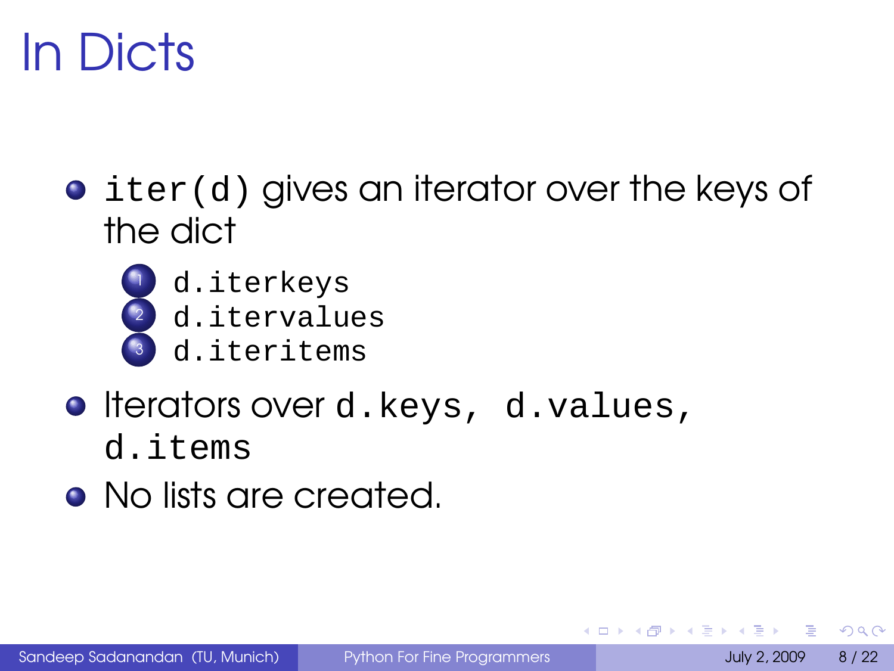# In Dicts

- `iter(d)` gives an iterator over the keys of the dict
  1. `d.iterkeys`
  2. `d.itervalues`
  3. `d.iteritems`
- Iterators over `d.keys, d.values, d.items`
- No lists are created.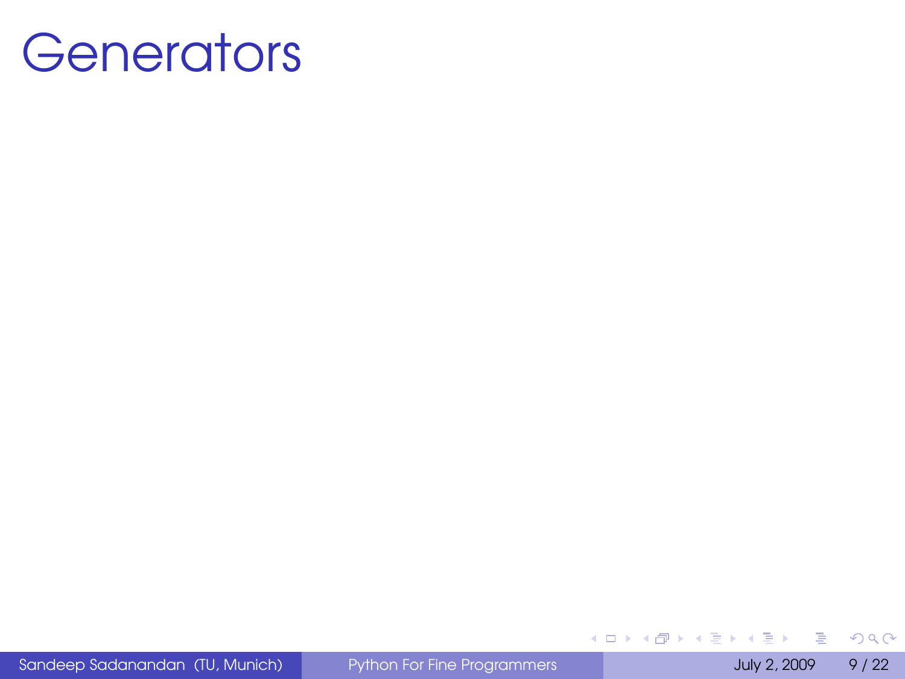# Generators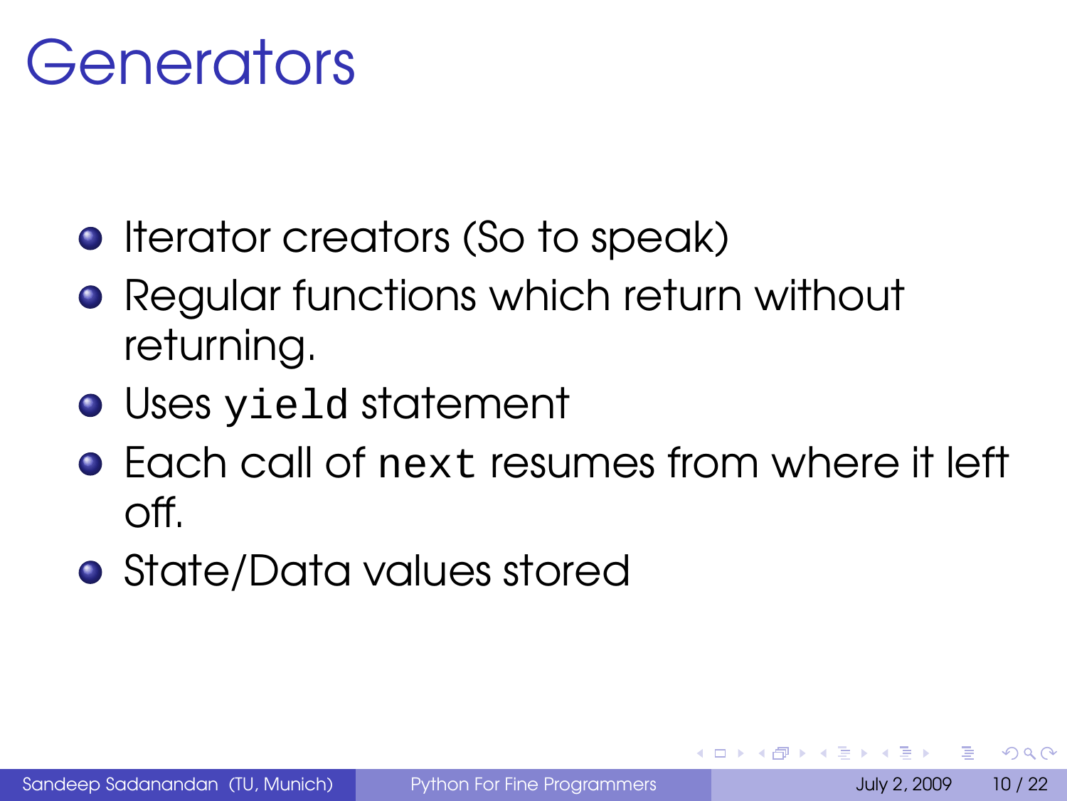# Generators

- Iterator creators (So to speak)
- Regular functions which return without returning.
- Uses `yield` statement
- Each call of `next` resumes from where it left off.
- State/Data values stored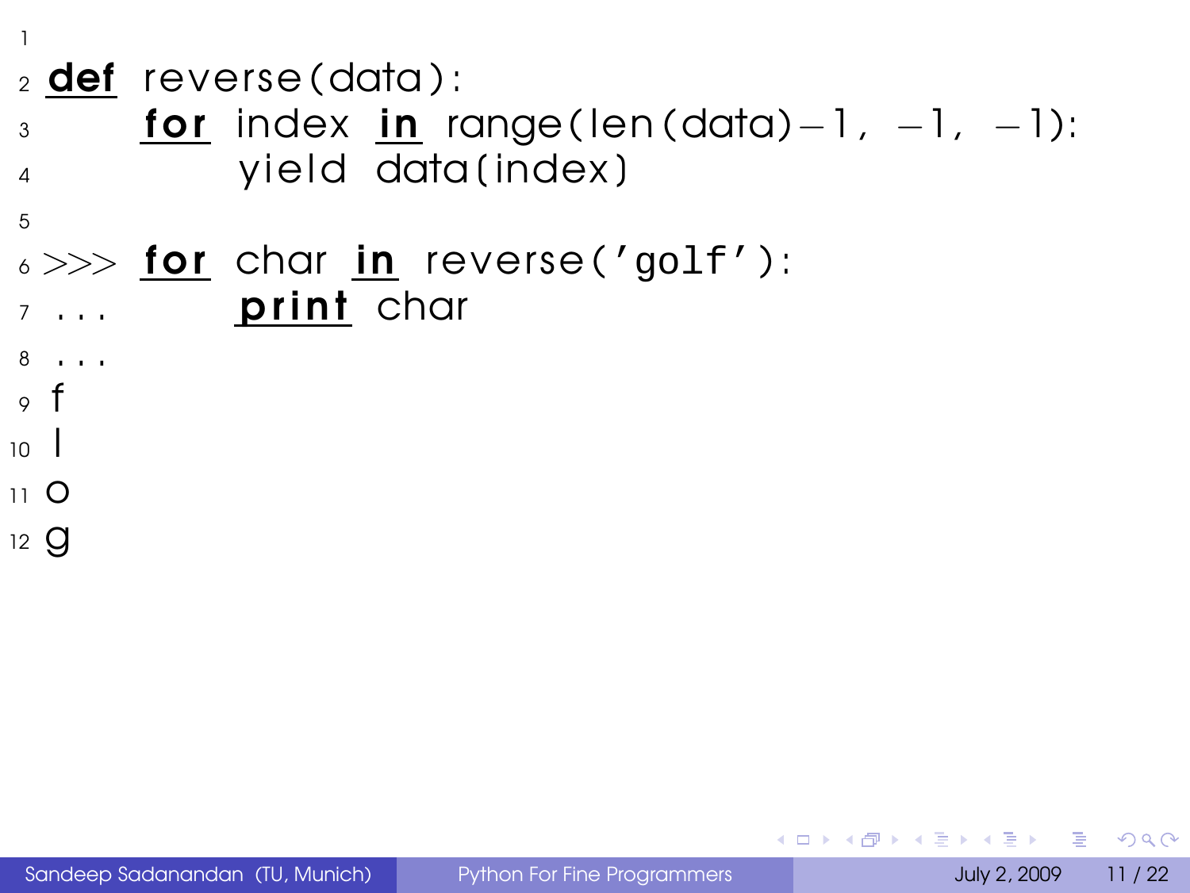```python

def reverse(data):
    for index in range(len(data)-1, -1, -1):
        yield data(index)

>>> for char in reverse('golf'):
...     print char
...
f
l
o
g
```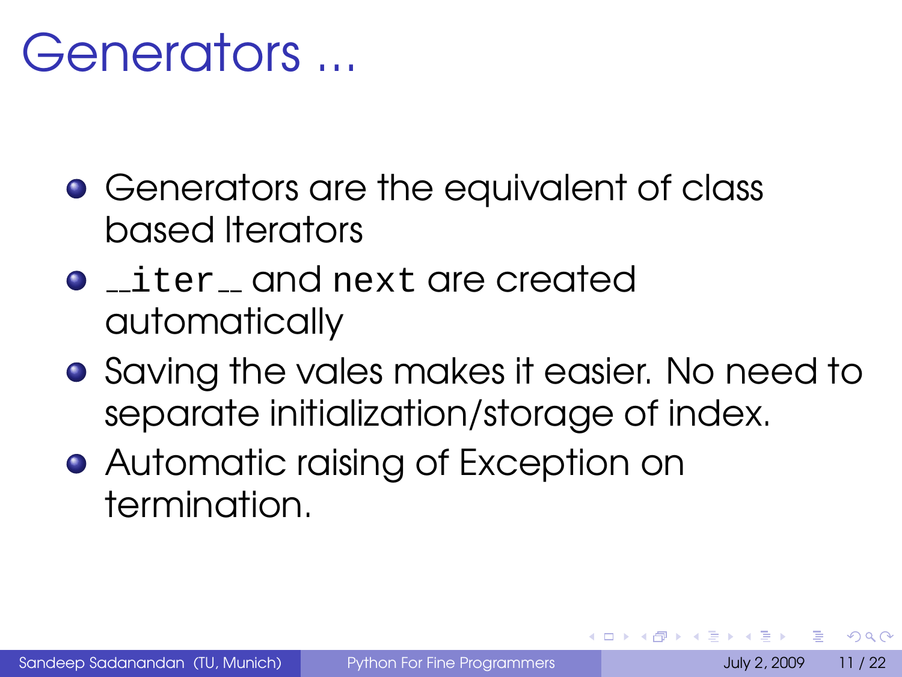# Generators ...

- Generators are the equivalent of class based Iterators
- `__iter__` and `next` are created automatically
- Saving the vales makes it easier. No need to separate initialization/storage of index.
- Automatic raising of Exception on termination.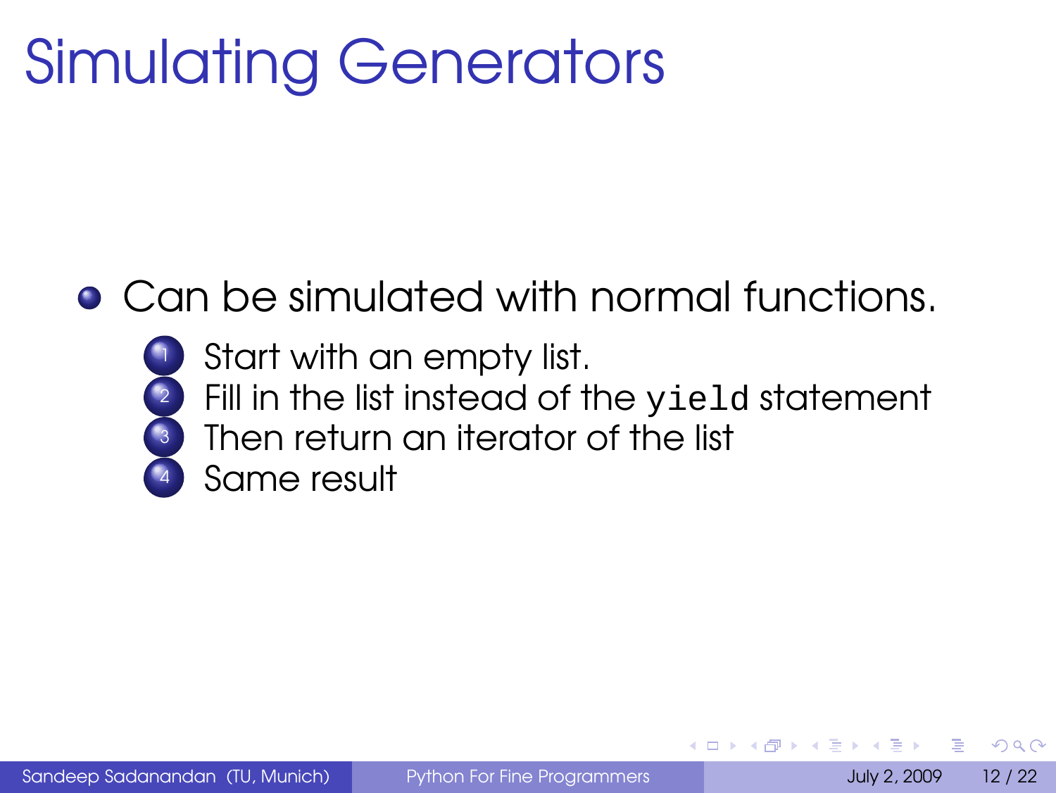# Simulating Generators

- Can be simulated with normal functions.
  1. Start with an empty list.
  2. Fill in the list instead of the `yield` statement
  3. Then return an iterator of the list
  4. Same result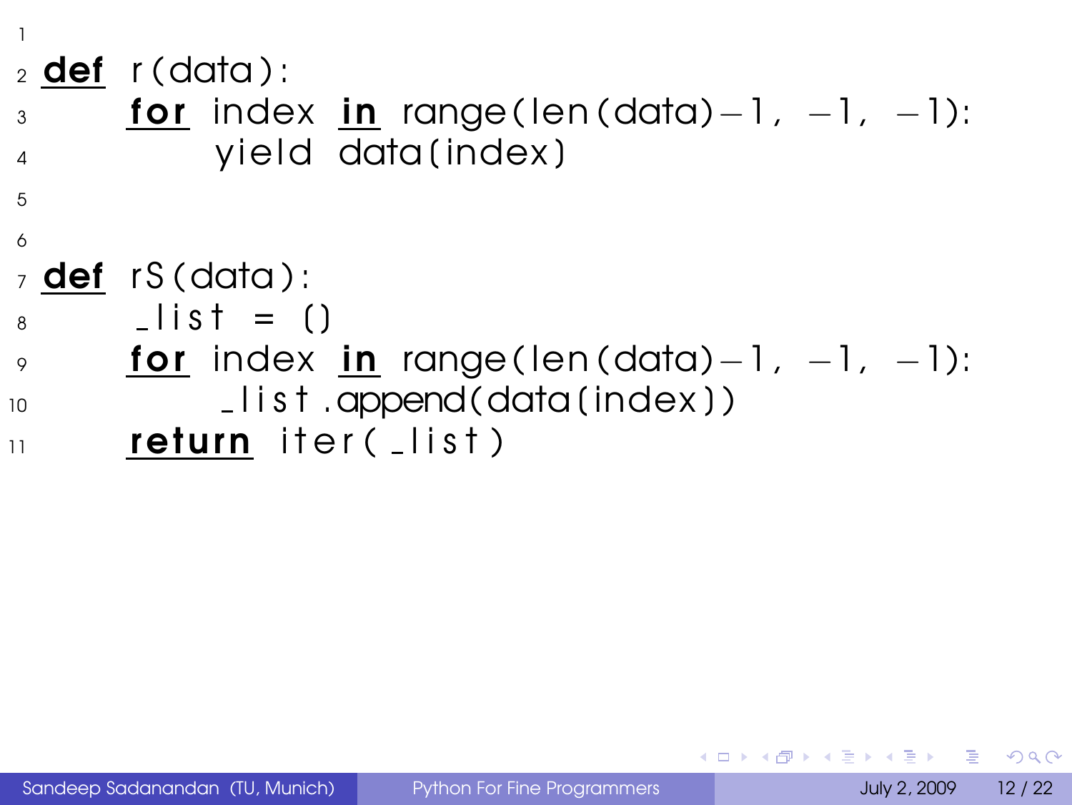```python
def r(data):
    for index in range(len(data)-1, -1, -1):
        yield data[index]


def rS(data):
    _list = []
    for index in range(len(data)-1, -1, -1):
        _list.append(data[index])
    return iter(_list)
```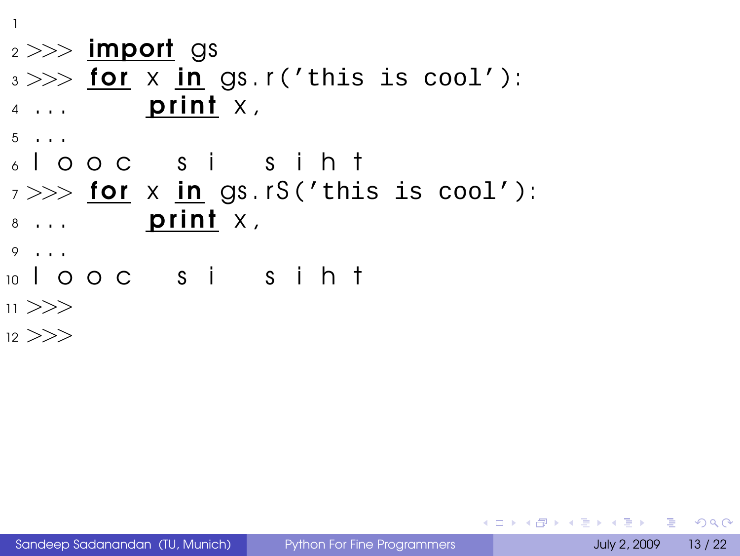```
>>> import gs
>>> for x in gs.r('this is cool'):
...     print x,
...
l o o c   s i   s i h t
>>> for x in gs.rS('this is cool'):
...     print x,
...
l o o c   s i   s i h t
>>>
>>>
```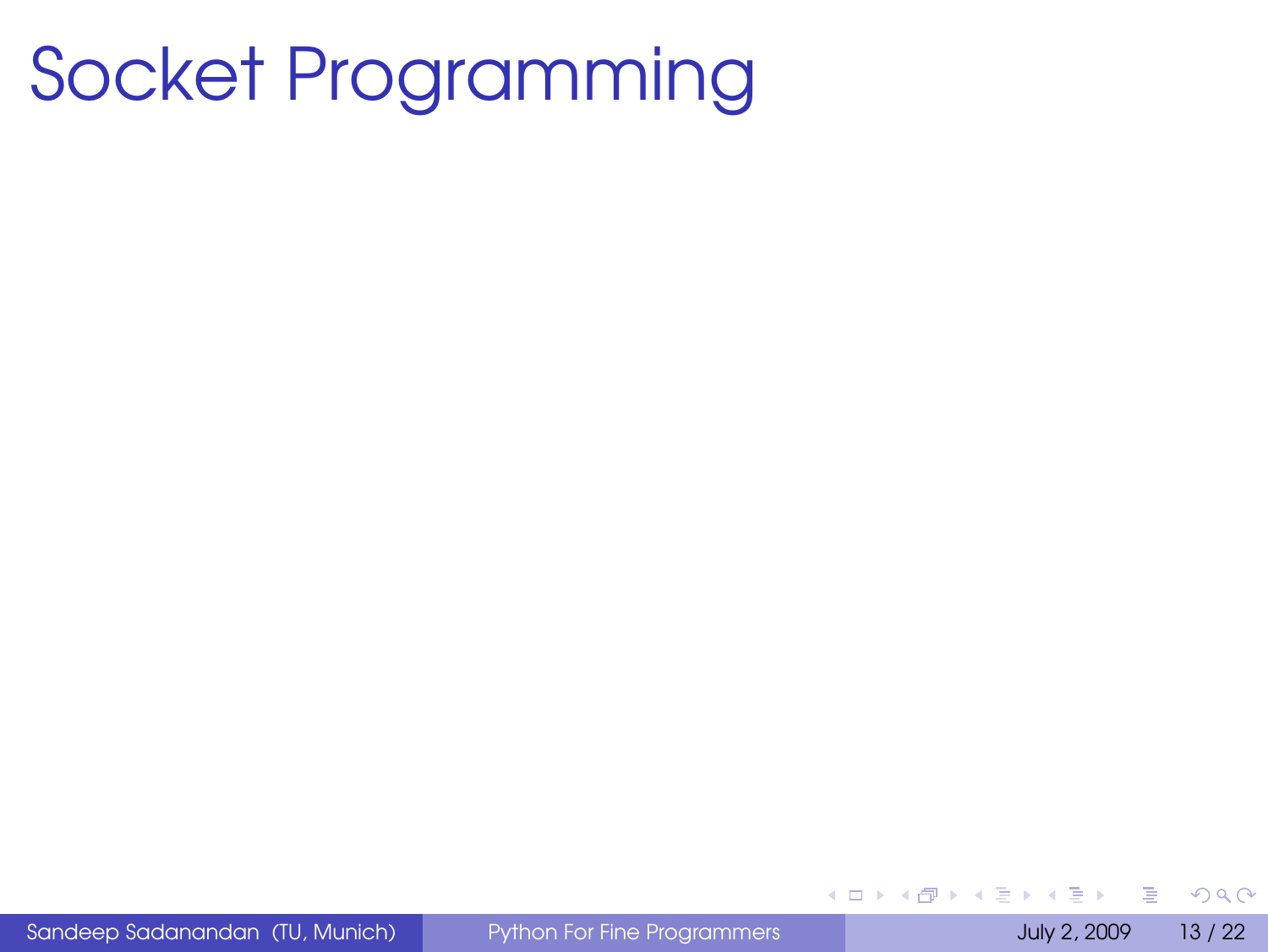# Socket Programming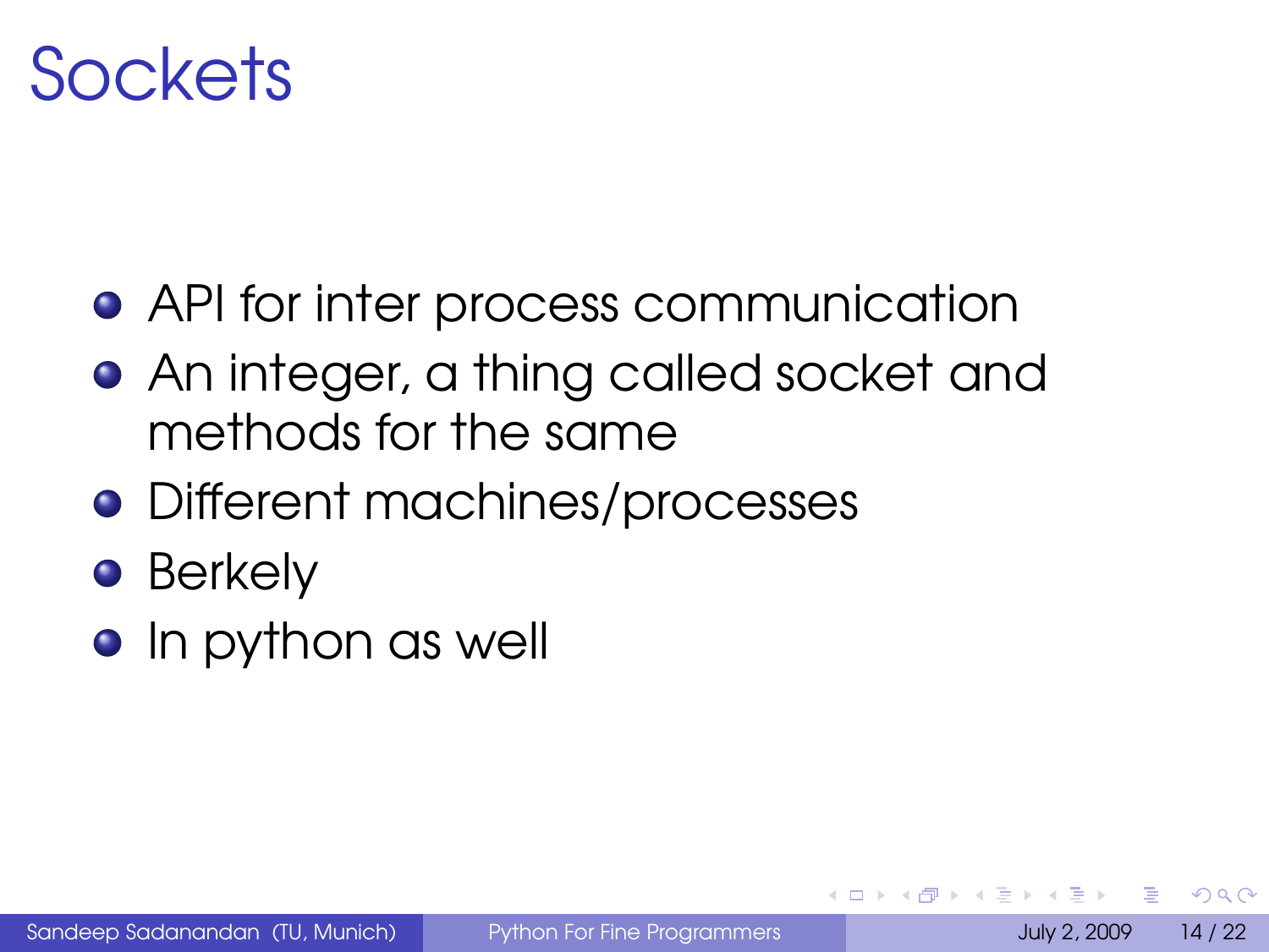# Sockets

- API for inter process communication
- An integer, a thing called socket and methods for the same
- Different machines/processes
- Berkely
- In python as well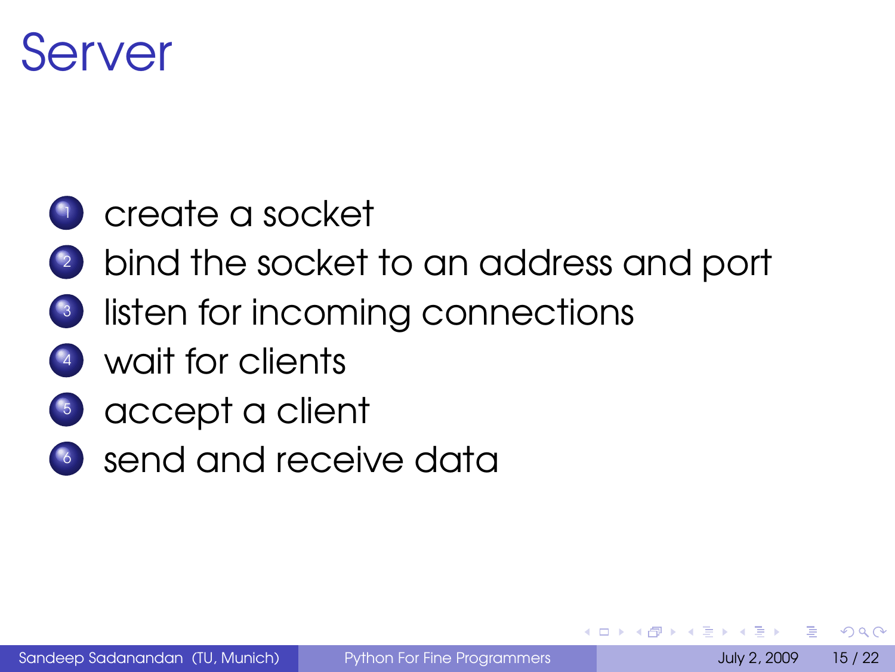# Server

1. create a socket
2. bind the socket to an address and port
3. listen for incoming connections
4. wait for clients
5. accept a client
6. send and receive data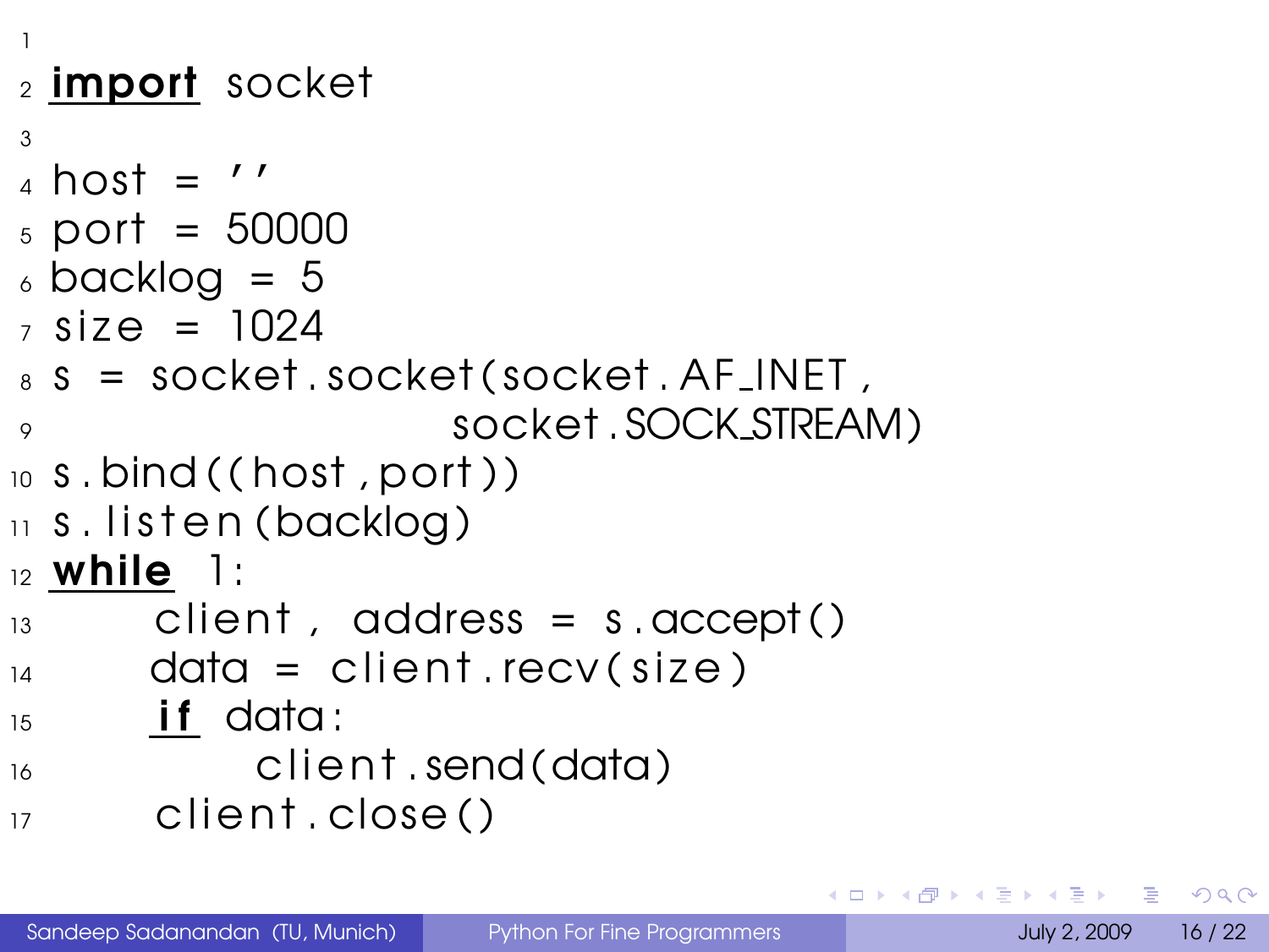```python
import socket

host = ''
port = 50000
backlog = 5
size = 1024
s = socket.socket(socket.AF_INET,
                  socket.SOCK_STREAM)
s.bind((host,port))
s.listen(backlog)
while 1:
    client, address = s.accept()
    data = client.recv(size)
    if data:
        client.send(data)
    client.close()
```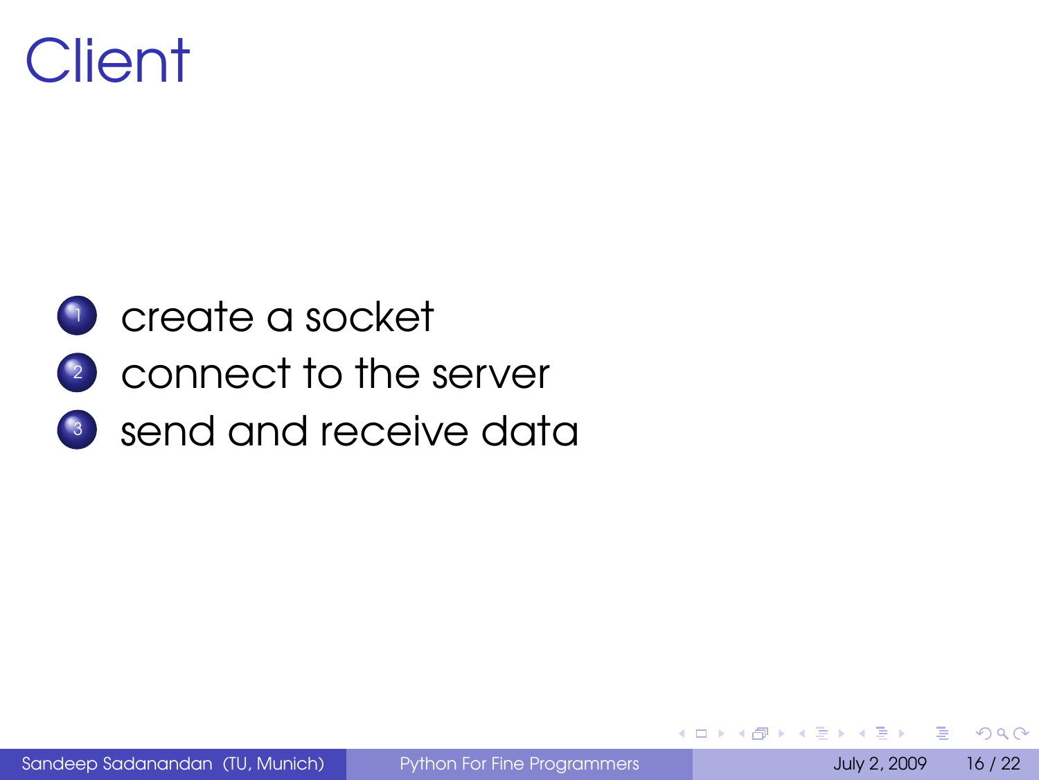# Client

1. create a socket
2. connect to the server
3. send and receive data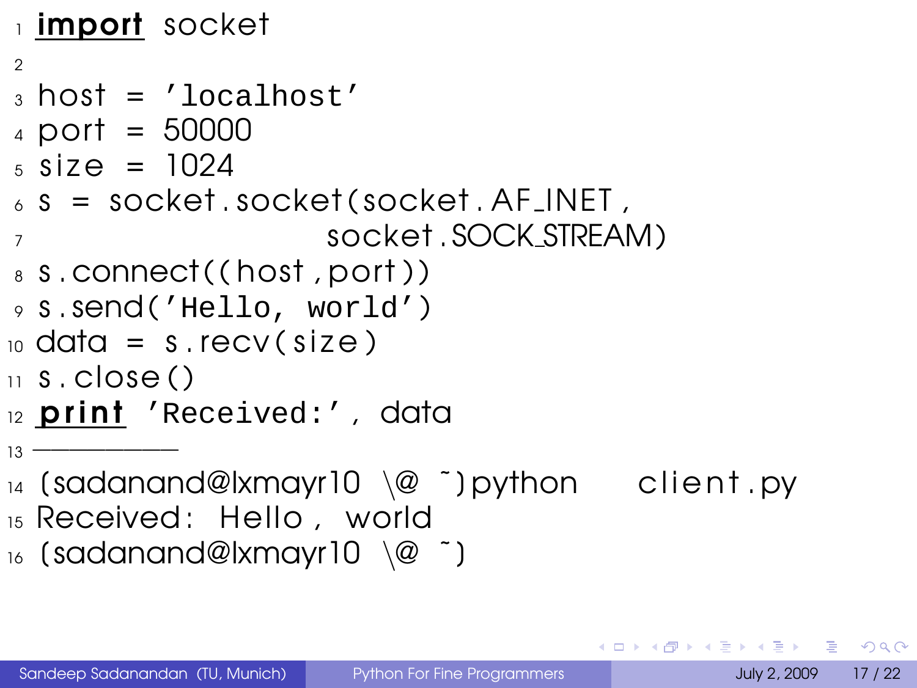```python
import socket

host = 'localhost'
port = 50000
size = 1024
s = socket.socket(socket.AF_INET,
                  socket.SOCK_STREAM)
s.connect((host,port))
s.send('Hello, world')
data = s.recv(size)
s.close()
print 'Received:', data
----------
(sadanand@lxmayr10 \@ ~)python   client.py
Received: Hello, world
(sadanand@lxmayr10 \@ ~)
```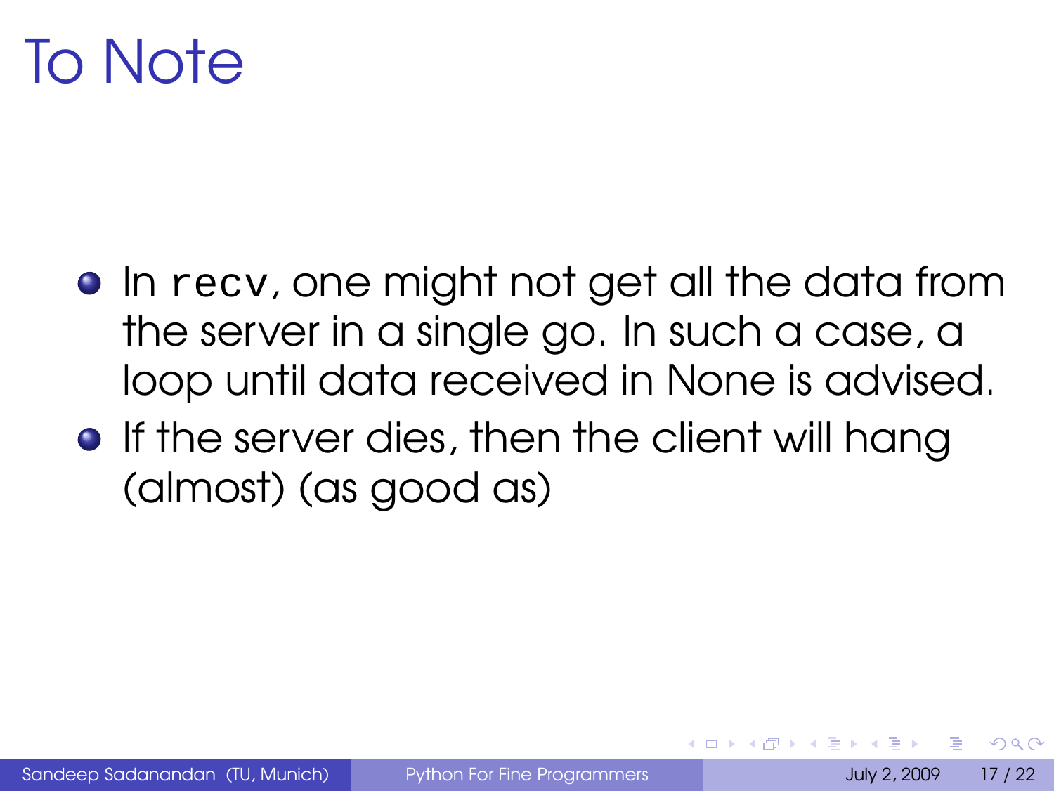# To Note

- In `recv`, one might not get all the data from the server in a single go. In such a case, a loop until data received in None is advised.
- If the server dies, then the client will hang (almost) (as good as)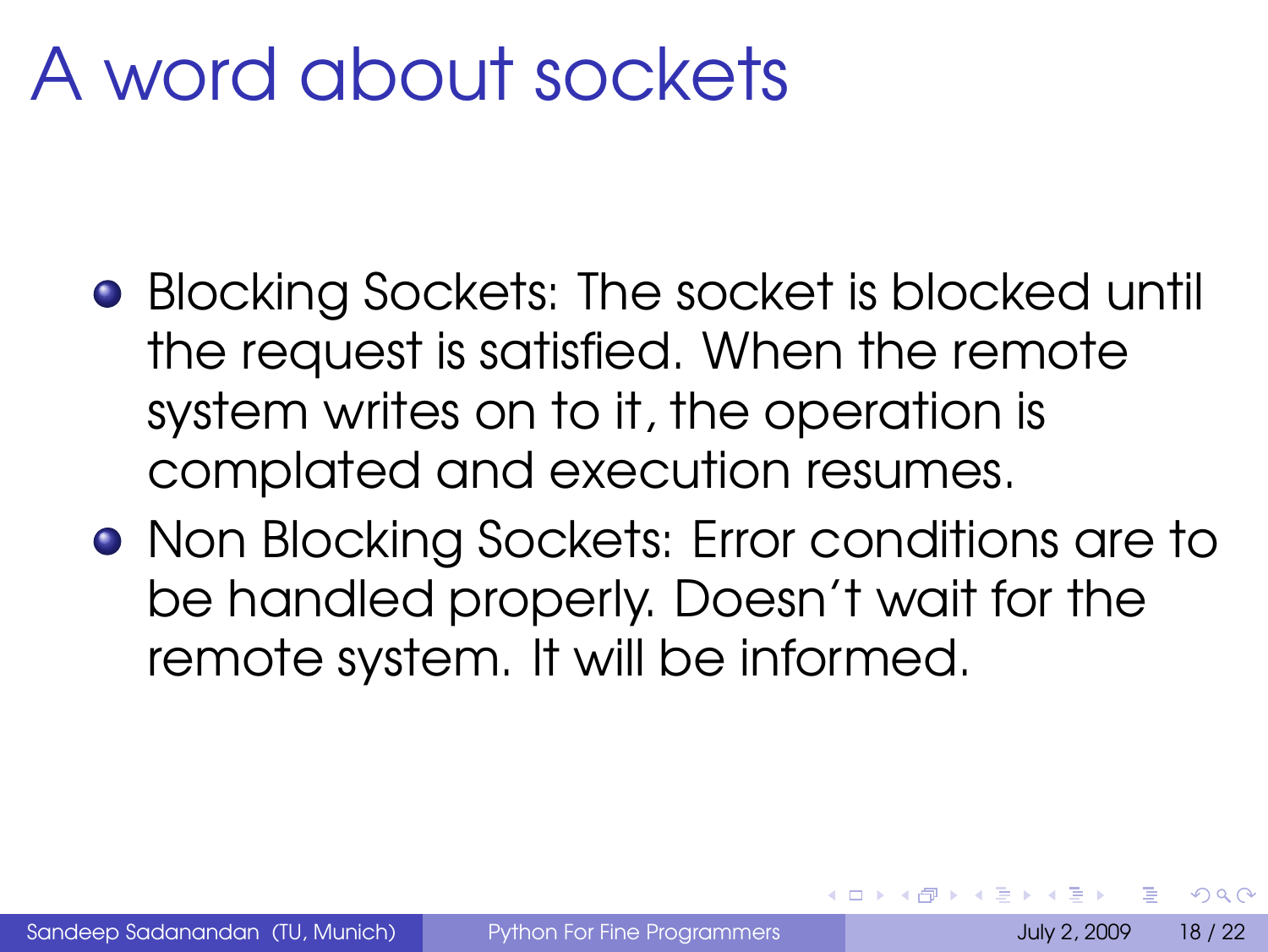# A word about sockets

- Blocking Sockets: The socket is blocked until the request is satisfied. When the remote system writes on to it, the operation is complated and execution resumes.
- Non Blocking Sockets: Error conditions are to be handled properly. Doesn't wait for the remote system. It will be informed.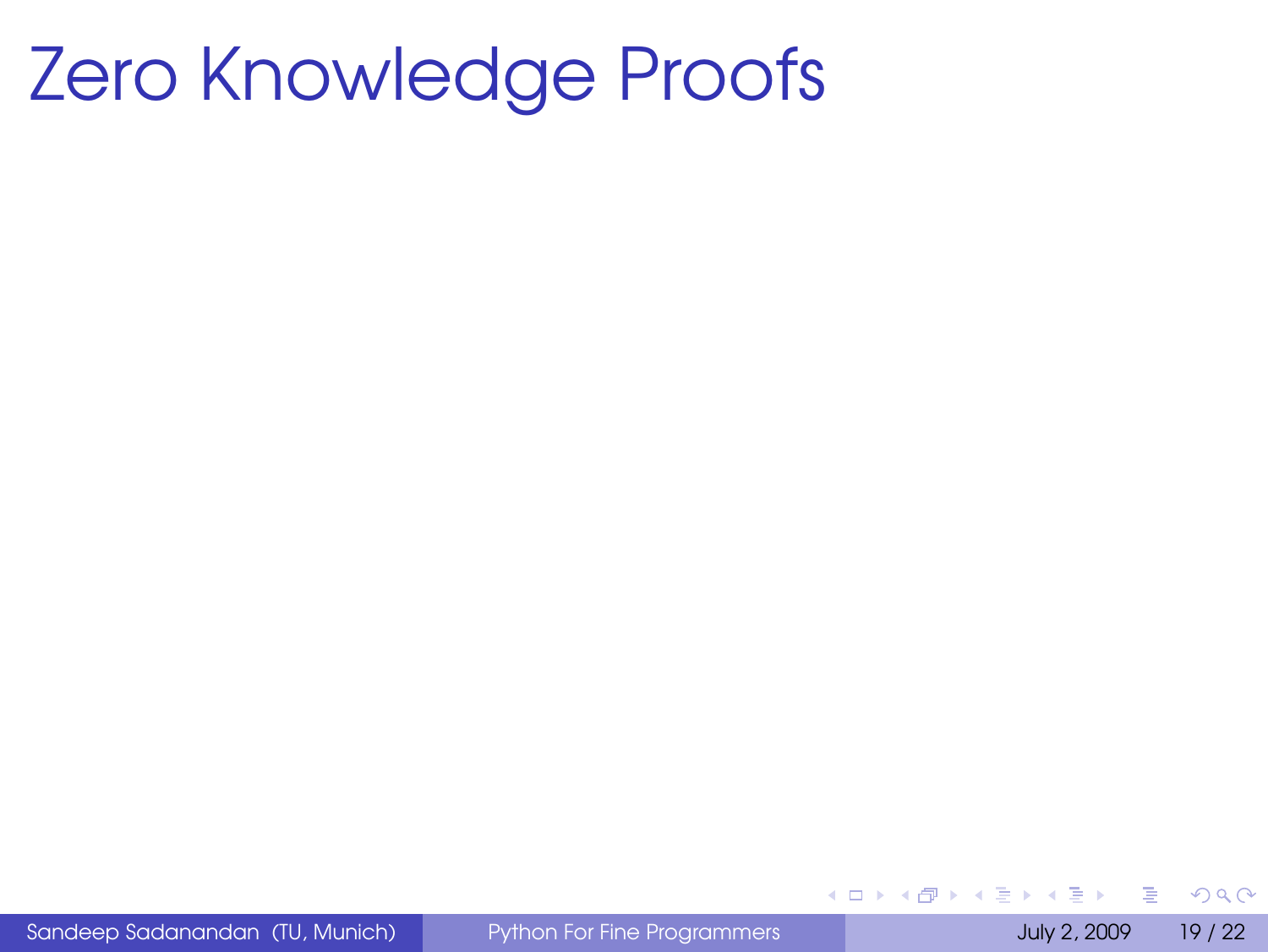# Zero Knowledge Proofs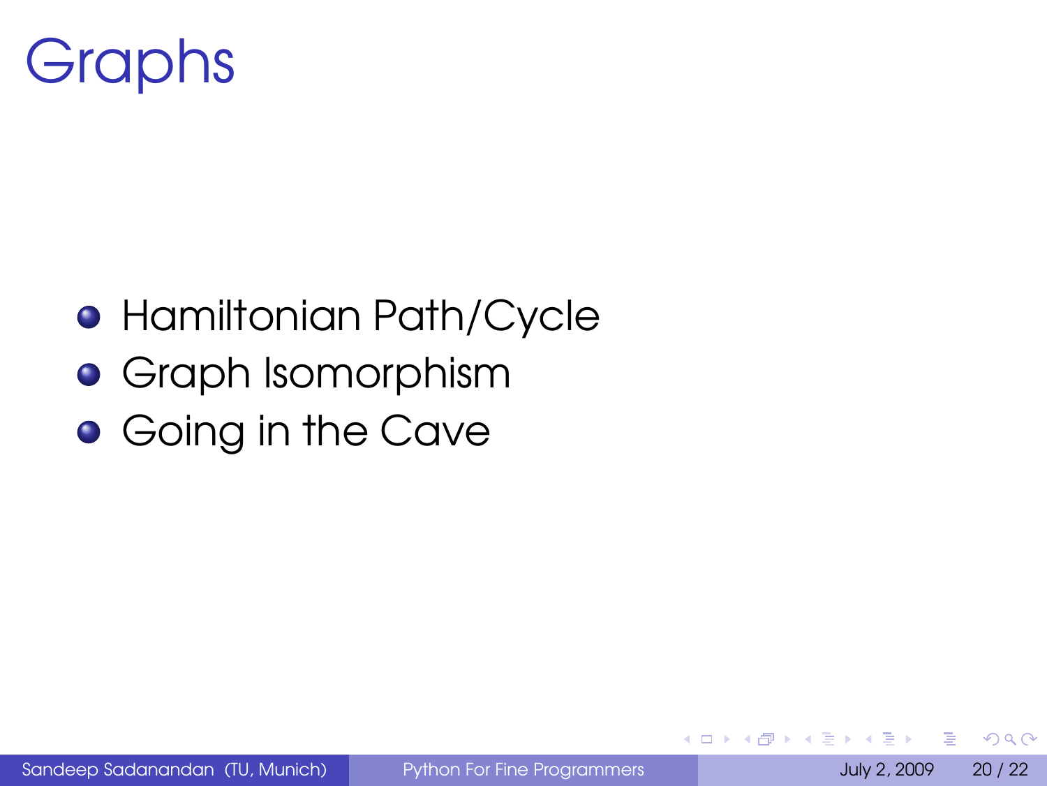# Graphs

- Hamiltonian Path/Cycle
- Graph Isomorphism
- Going in the Cave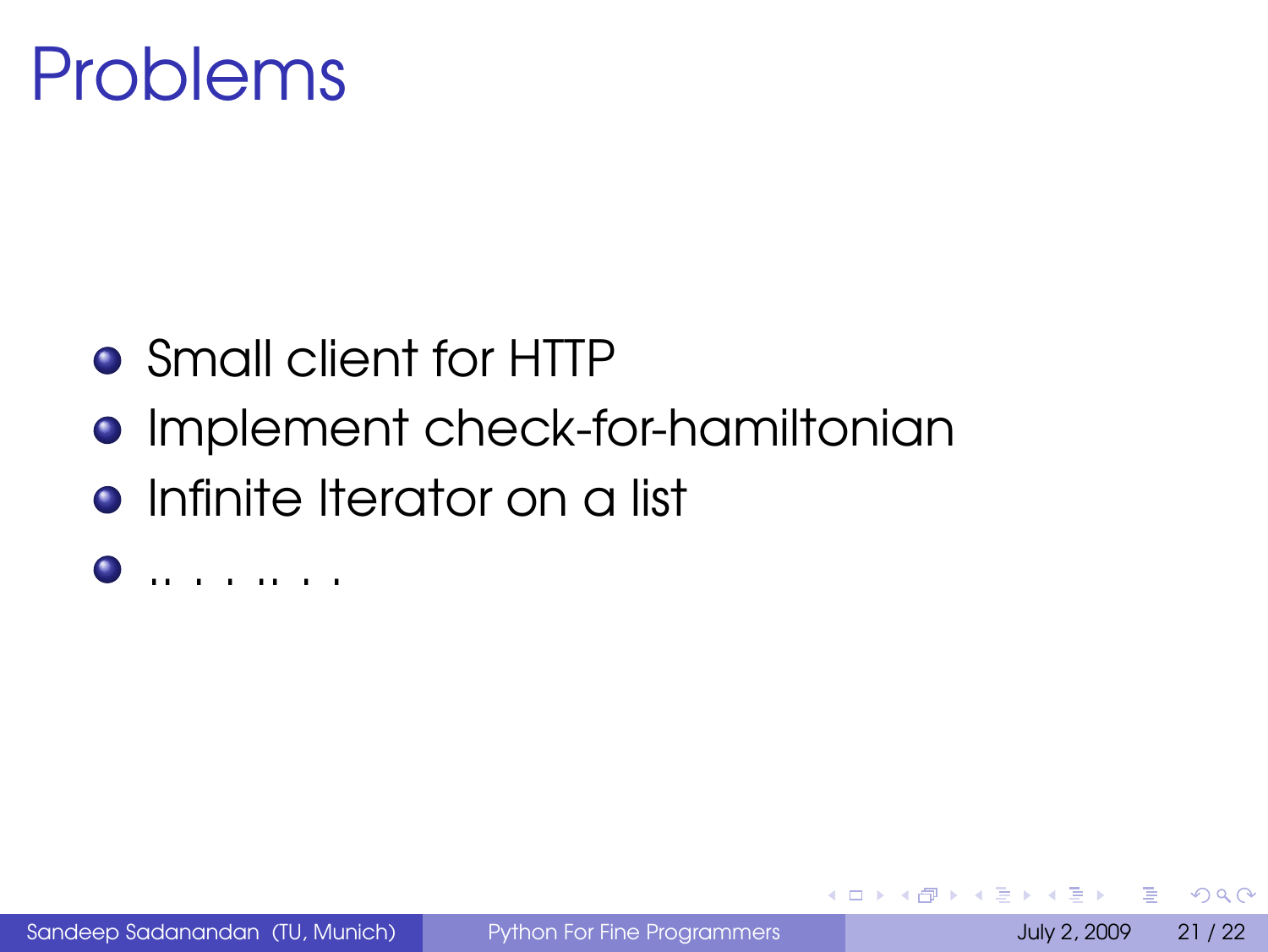# Problems

- Small client for HTTP
- Implement check-for-hamiltonian
- Infinite Iterator on a list
- .. . . . .. . .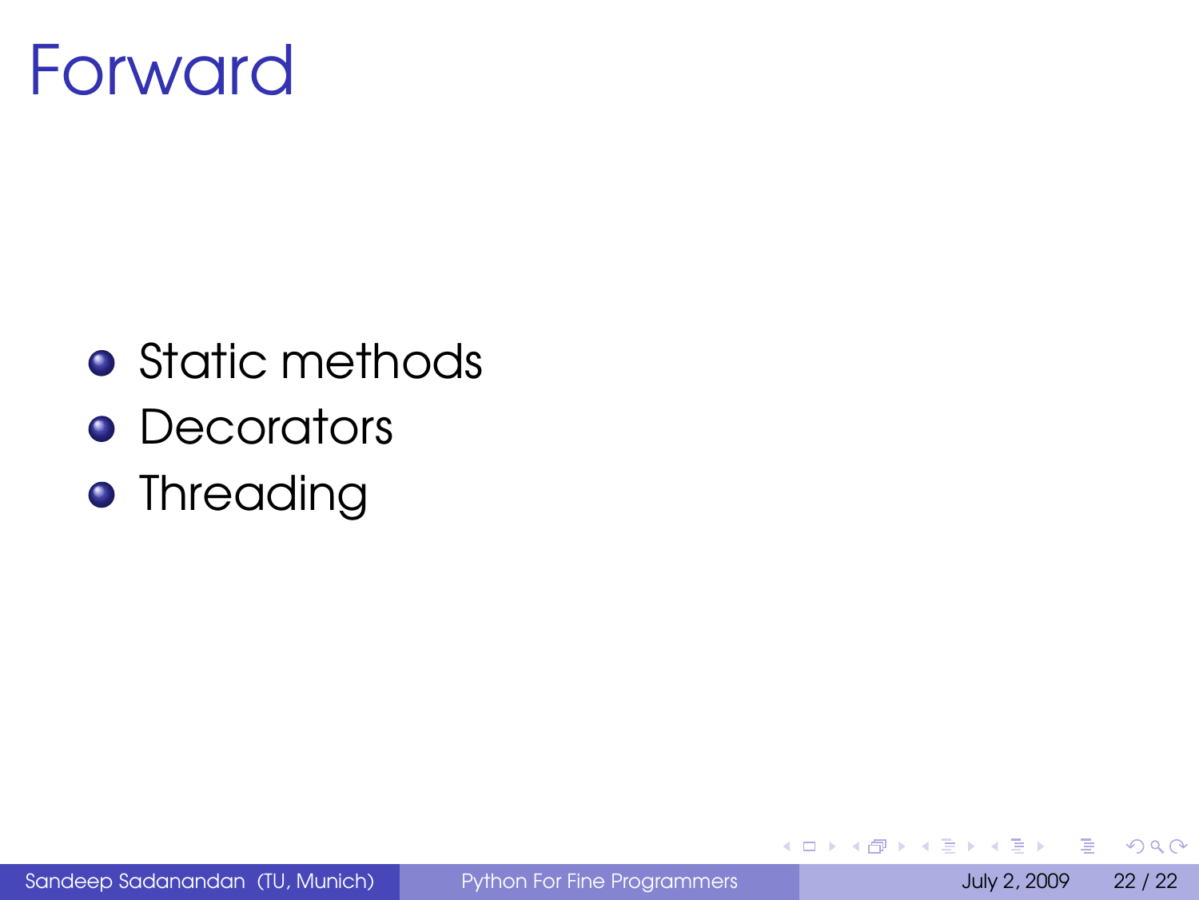# Forward

- Static methods
- Decorators
- Threading